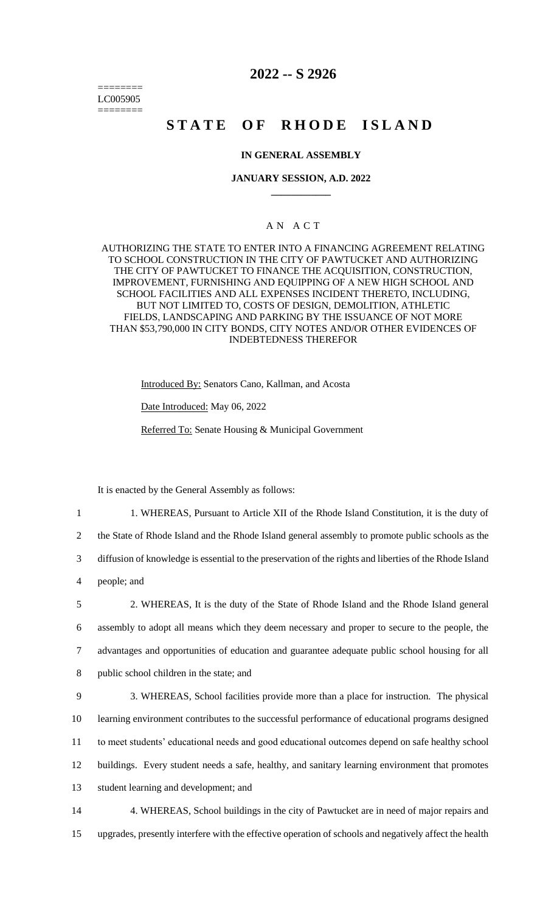========
LC005905
========

# 2022 -- S 2926

# STATE OF RHODE ISLAND

### IN GENERAL ASSEMBLY

### JANUARY SESSION, A.D. 2022

____________

## A N A C T

AUTHORIZING THE STATE TO ENTER INTO A FINANCING AGREEMENT RELATING TO SCHOOL CONSTRUCTION IN THE CITY OF PAWTUCKET AND AUTHORIZING THE CITY OF PAWTUCKET TO FINANCE THE ACQUISITION, CONSTRUCTION, IMPROVEMENT, FURNISHING AND EQUIPPING OF A NEW HIGH SCHOOL AND SCHOOL FACILITIES AND ALL EXPENSES INCIDENT THERETO, INCLUDING, BUT NOT LIMITED TO, COSTS OF DESIGN, DEMOLITION, ATHLETIC FIELDS, LANDSCAPING AND PARKING BY THE ISSUANCE OF NOT MORE THAN $53,790,000 IN CITY BONDS, CITY NOTES AND/OR OTHER EVIDENCES OF INDEBTEDNESS THEREFOR

Introduced By: Senators Cano, Kallman, and Acosta

Date Introduced: May 06, 2022

Referred To: Senate Housing & Municipal Government

It is enacted by the General Assembly as follows:

1. WHEREAS, Pursuant to Article XII of the Rhode Island Constitution, it is the duty of the State of Rhode Island and the Rhode Island general assembly to promote public schools as the diffusion of knowledge is essential to the preservation of the rights and liberties of the Rhode Island people; and

2. WHEREAS, It is the duty of the State of Rhode Island and the Rhode Island general assembly to adopt all means which they deem necessary and proper to secure to the people, the advantages and opportunities of education and guarantee adequate public school housing for all public school children in the state; and

3. WHEREAS, School facilities provide more than a place for instruction. The physical learning environment contributes to the successful performance of educational programs designed to meet students' educational needs and good educational outcomes depend on safe healthy school buildings. Every student needs a safe, healthy, and sanitary learning environment that promotes student learning and development; and

4. WHEREAS, School buildings in the city of Pawtucket are in need of major repairs and upgrades, presently interfere with the effective operation of schools and negatively affect the health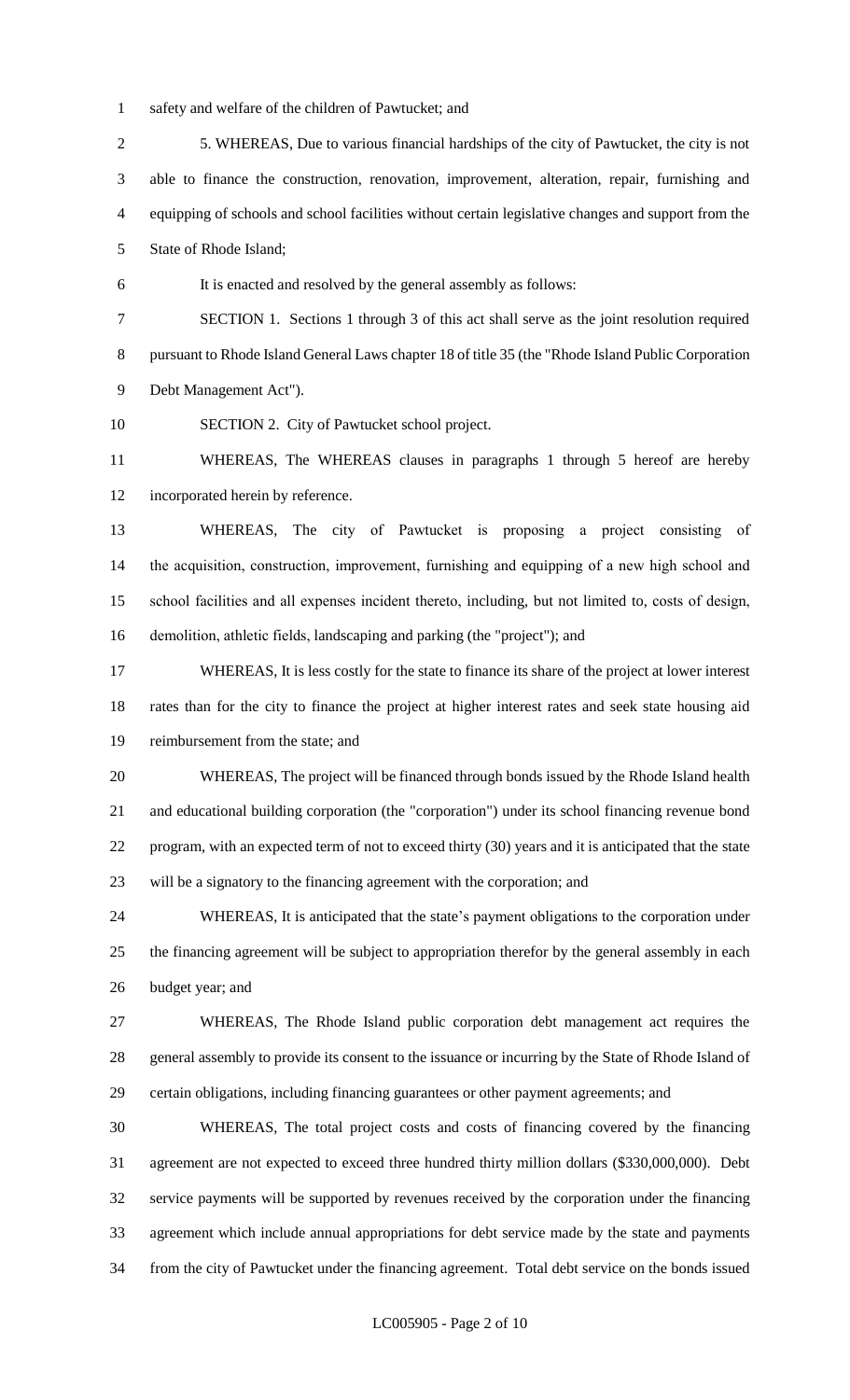safety and welfare of the children of Pawtucket; and

5. WHEREAS, Due to various financial hardships of the city of Pawtucket, the city is not able to finance the construction, renovation, improvement, alteration, repair, furnishing and equipping of schools and school facilities without certain legislative changes and support from the State of Rhode Island;

It is enacted and resolved by the general assembly as follows:

SECTION 1. Sections 1 through 3 of this act shall serve as the joint resolution required pursuant to Rhode Island General Laws chapter 18 of title 35 (the "Rhode Island Public Corporation Debt Management Act").

SECTION 2. City of Pawtucket school project.

WHEREAS, The WHEREAS clauses in paragraphs 1 through 5 hereof are hereby incorporated herein by reference.

WHEREAS, The city of Pawtucket is proposing a project consisting of the acquisition, construction, improvement, furnishing and equipping of a new high school and school facilities and all expenses incident thereto, including, but not limited to, costs of design, demolition, athletic fields, landscaping and parking (the "project"); and

WHEREAS, It is less costly for the state to finance its share of the project at lower interest rates than for the city to finance the project at higher interest rates and seek state housing aid reimbursement from the state; and

WHEREAS, The project will be financed through bonds issued by the Rhode Island health and educational building corporation (the "corporation") under its school financing revenue bond program, with an expected term of not to exceed thirty (30) years and it is anticipated that the state will be a signatory to the financing agreement with the corporation; and

WHEREAS, It is anticipated that the state's payment obligations to the corporation under the financing agreement will be subject to appropriation therefor by the general assembly in each budget year; and

WHEREAS, The Rhode Island public corporation debt management act requires the general assembly to provide its consent to the issuance or incurring by the State of Rhode Island of certain obligations, including financing guarantees or other payment agreements; and

WHEREAS, The total project costs and costs of financing covered by the financing agreement are not expected to exceed three hundred thirty million dollars ($330,000,000). Debt service payments will be supported by revenues received by the corporation under the financing agreement which include annual appropriations for debt service made by the state and payments from the city of Pawtucket under the financing agreement. Total debt service on the bonds issued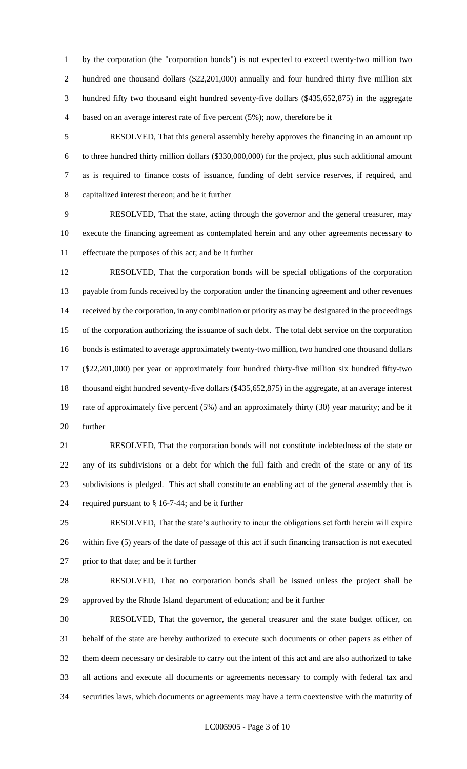by the corporation (the "corporation bonds") is not expected to exceed twenty-two million two hundred one thousand dollars ($22,201,000) annually and four hundred thirty five million six hundred fifty two thousand eight hundred seventy-five dollars ($435,652,875) in the aggregate based on an average interest rate of five percent (5%); now, therefore be it

RESOLVED, That this general assembly hereby approves the financing in an amount up to three hundred thirty million dollars ($330,000,000) for the project, plus such additional amount as is required to finance costs of issuance, funding of debt service reserves, if required, and capitalized interest thereon; and be it further

RESOLVED, That the state, acting through the governor and the general treasurer, may execute the financing agreement as contemplated herein and any other agreements necessary to effectuate the purposes of this act; and be it further

RESOLVED, That the corporation bonds will be special obligations of the corporation payable from funds received by the corporation under the financing agreement and other revenues received by the corporation, in any combination or priority as may be designated in the proceedings of the corporation authorizing the issuance of such debt. The total debt service on the corporation bonds is estimated to average approximately twenty-two million, two hundred one thousand dollars ($22,201,000) per year or approximately four hundred thirty-five million six hundred fifty-two thousand eight hundred seventy-five dollars ($435,652,875) in the aggregate, at an average interest rate of approximately five percent (5%) and an approximately thirty (30) year maturity; and be it further

RESOLVED, That the corporation bonds will not constitute indebtedness of the state or any of its subdivisions or a debt for which the full faith and credit of the state or any of its subdivisions is pledged. This act shall constitute an enabling act of the general assembly that is required pursuant to § 16-7-44; and be it further

RESOLVED, That the state's authority to incur the obligations set forth herein will expire within five (5) years of the date of passage of this act if such financing transaction is not executed prior to that date; and be it further

RESOLVED, That no corporation bonds shall be issued unless the project shall be approved by the Rhode Island department of education; and be it further

RESOLVED, That the governor, the general treasurer and the state budget officer, on behalf of the state are hereby authorized to execute such documents or other papers as either of them deem necessary or desirable to carry out the intent of this act and are also authorized to take all actions and execute all documents or agreements necessary to comply with federal tax and securities laws, which documents or agreements may have a term coextensive with the maturity of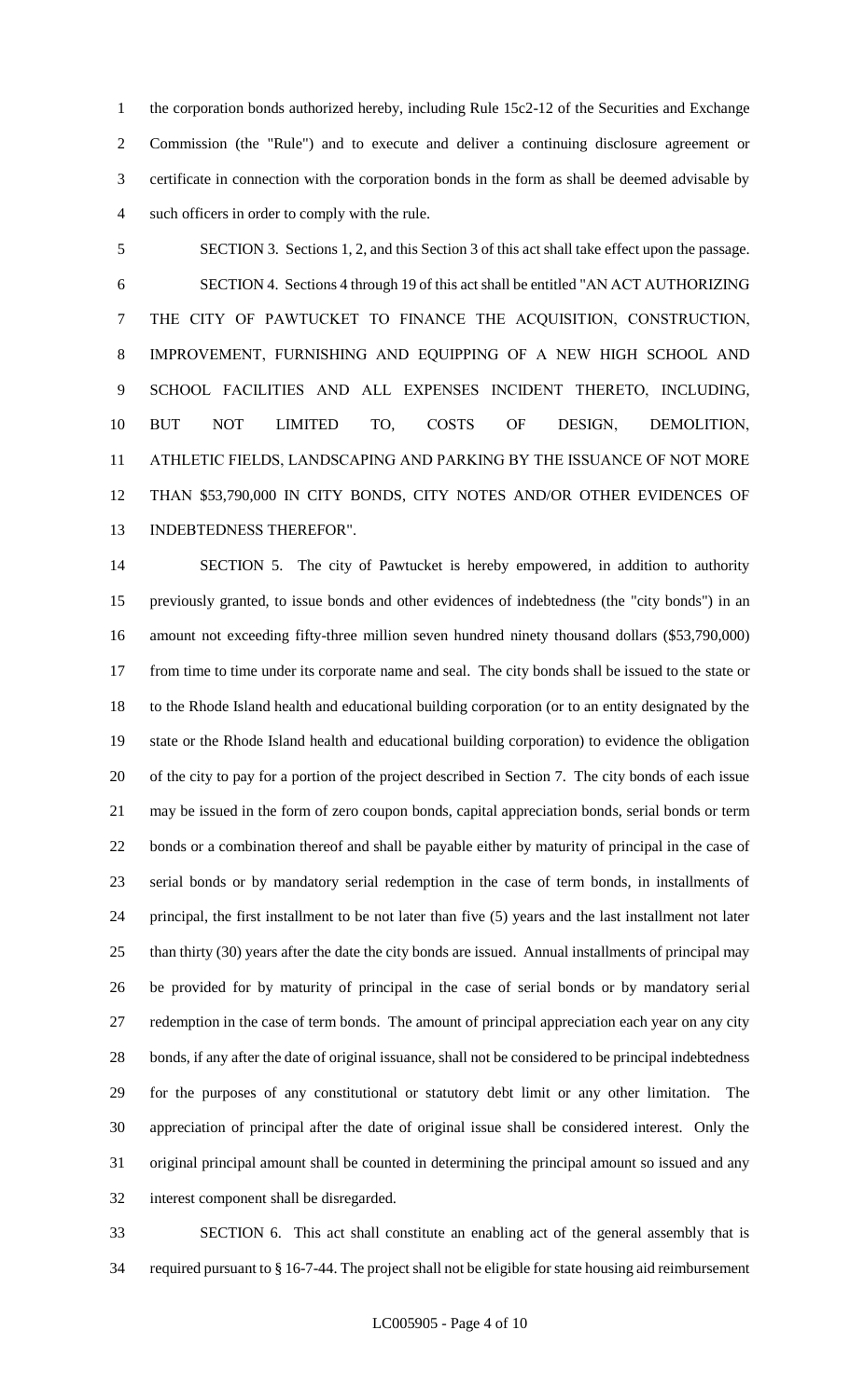the corporation bonds authorized hereby, including Rule 15c2-12 of the Securities and Exchange Commission (the "Rule") and to execute and deliver a continuing disclosure agreement or certificate in connection with the corporation bonds in the form as shall be deemed advisable by such officers in order to comply with the rule.

SECTION 3. Sections 1, 2, and this Section 3 of this act shall take effect upon the passage.

SECTION 4. Sections 4 through 19 of this act shall be entitled "AN ACT AUTHORIZING THE CITY OF PAWTUCKET TO FINANCE THE ACQUISITION, CONSTRUCTION, IMPROVEMENT, FURNISHING AND EQUIPPING OF A NEW HIGH SCHOOL AND SCHOOL FACILITIES AND ALL EXPENSES INCIDENT THERETO, INCLUDING, BUT NOT LIMITED TO, COSTS OF DESIGN, DEMOLITION, ATHLETIC FIELDS, LANDSCAPING AND PARKING BY THE ISSUANCE OF NOT MORE THAN \$53,790,000 IN CITY BONDS, CITY NOTES AND/OR OTHER EVIDENCES OF INDEBTEDNESS THEREFOR".

SECTION 5. The city of Pawtucket is hereby empowered, in addition to authority previously granted, to issue bonds and other evidences of indebtedness (the "city bonds") in an amount not exceeding fifty-three million seven hundred ninety thousand dollars (\$53,790,000) from time to time under its corporate name and seal. The city bonds shall be issued to the state or to the Rhode Island health and educational building corporation (or to an entity designated by the state or the Rhode Island health and educational building corporation) to evidence the obligation of the city to pay for a portion of the project described in Section 7. The city bonds of each issue may be issued in the form of zero coupon bonds, capital appreciation bonds, serial bonds or term bonds or a combination thereof and shall be payable either by maturity of principal in the case of serial bonds or by mandatory serial redemption in the case of term bonds, in installments of principal, the first installment to be not later than five (5) years and the last installment not later than thirty (30) years after the date the city bonds are issued. Annual installments of principal may be provided for by maturity of principal in the case of serial bonds or by mandatory serial redemption in the case of term bonds. The amount of principal appreciation each year on any city bonds, if any after the date of original issuance, shall not be considered to be principal indebtedness for the purposes of any constitutional or statutory debt limit or any other limitation. The appreciation of principal after the date of original issue shall be considered interest. Only the original principal amount shall be counted in determining the principal amount so issued and any interest component shall be disregarded.

SECTION 6. This act shall constitute an enabling act of the general assembly that is required pursuant to § 16-7-44. The project shall not be eligible for state housing aid reimbursement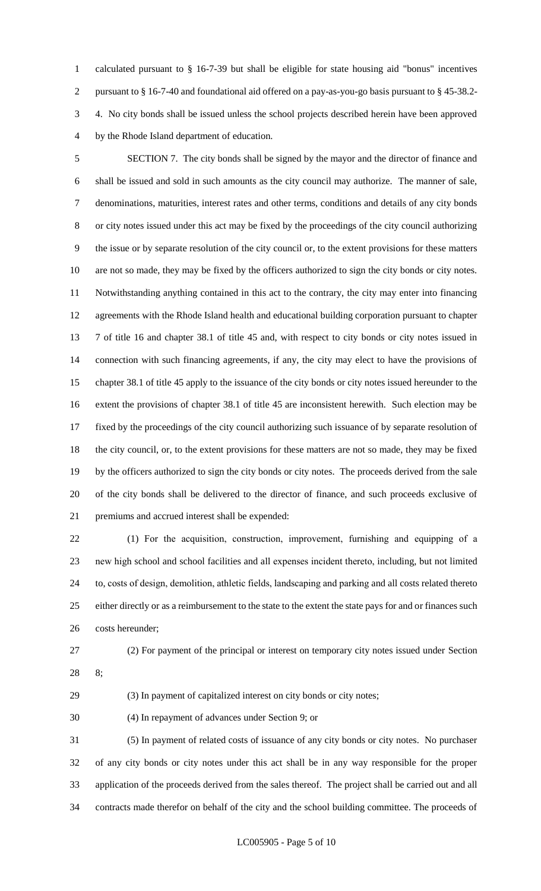calculated pursuant to § 16-7-39 but shall be eligible for state housing aid "bonus" incentives pursuant to § 16-7-40 and foundational aid offered on a pay-as-you-go basis pursuant to § 45-38.2-4. No city bonds shall be issued unless the school projects described herein have been approved by the Rhode Island department of education.

SECTION 7. The city bonds shall be signed by the mayor and the director of finance and shall be issued and sold in such amounts as the city council may authorize. The manner of sale, denominations, maturities, interest rates and other terms, conditions and details of any city bonds or city notes issued under this act may be fixed by the proceedings of the city council authorizing the issue or by separate resolution of the city council or, to the extent provisions for these matters are not so made, they may be fixed by the officers authorized to sign the city bonds or city notes. Notwithstanding anything contained in this act to the contrary, the city may enter into financing agreements with the Rhode Island health and educational building corporation pursuant to chapter 7 of title 16 and chapter 38.1 of title 45 and, with respect to city bonds or city notes issued in connection with such financing agreements, if any, the city may elect to have the provisions of chapter 38.1 of title 45 apply to the issuance of the city bonds or city notes issued hereunder to the extent the provisions of chapter 38.1 of title 45 are inconsistent herewith. Such election may be fixed by the proceedings of the city council authorizing such issuance of by separate resolution of the city council, or, to the extent provisions for these matters are not so made, they may be fixed by the officers authorized to sign the city bonds or city notes. The proceeds derived from the sale of the city bonds shall be delivered to the director of finance, and such proceeds exclusive of premiums and accrued interest shall be expended:

(1) For the acquisition, construction, improvement, furnishing and equipping of a new high school and school facilities and all expenses incident thereto, including, but not limited to, costs of design, demolition, athletic fields, landscaping and parking and all costs related thereto either directly or as a reimbursement to the state to the extent the state pays for and or finances such costs hereunder;

(2) For payment of the principal or interest on temporary city notes issued under Section 8;

(3) In payment of capitalized interest on city bonds or city notes;

(4) In repayment of advances under Section 9; or

(5) In payment of related costs of issuance of any city bonds or city notes. No purchaser of any city bonds or city notes under this act shall be in any way responsible for the proper application of the proceeds derived from the sales thereof. The project shall be carried out and all contracts made therefor on behalf of the city and the school building committee. The proceeds of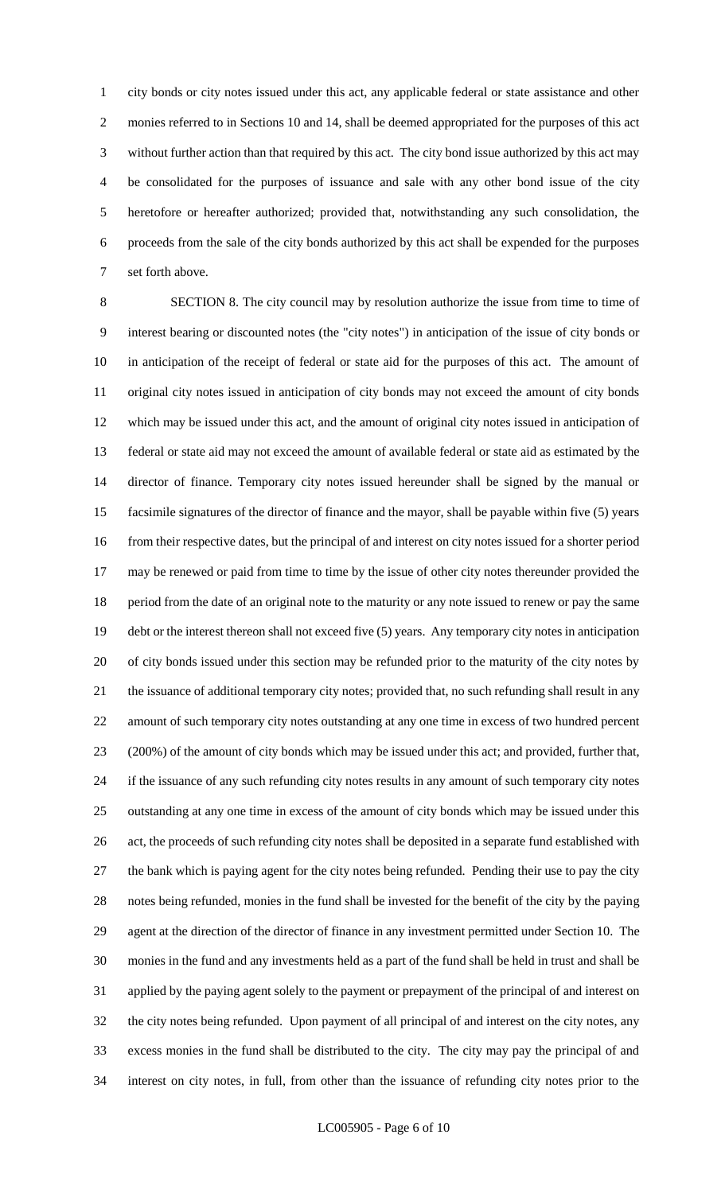city bonds or city notes issued under this act, any applicable federal or state assistance and other monies referred to in Sections 10 and 14, shall be deemed appropriated for the purposes of this act without further action than that required by this act. The city bond issue authorized by this act may be consolidated for the purposes of issuance and sale with any other bond issue of the city heretofore or hereafter authorized; provided that, notwithstanding any such consolidation, the proceeds from the sale of the city bonds authorized by this act shall be expended for the purposes set forth above.

SECTION 8. The city council may by resolution authorize the issue from time to time of interest bearing or discounted notes (the "city notes") in anticipation of the issue of city bonds or in anticipation of the receipt of federal or state aid for the purposes of this act. The amount of original city notes issued in anticipation of city bonds may not exceed the amount of city bonds which may be issued under this act, and the amount of original city notes issued in anticipation of federal or state aid may not exceed the amount of available federal or state aid as estimated by the director of finance. Temporary city notes issued hereunder shall be signed by the manual or facsimile signatures of the director of finance and the mayor, shall be payable within five (5) years from their respective dates, but the principal of and interest on city notes issued for a shorter period may be renewed or paid from time to time by the issue of other city notes thereunder provided the period from the date of an original note to the maturity or any note issued to renew or pay the same debt or the interest thereon shall not exceed five (5) years. Any temporary city notes in anticipation of city bonds issued under this section may be refunded prior to the maturity of the city notes by the issuance of additional temporary city notes; provided that, no such refunding shall result in any amount of such temporary city notes outstanding at any one time in excess of two hundred percent (200%) of the amount of city bonds which may be issued under this act; and provided, further that, if the issuance of any such refunding city notes results in any amount of such temporary city notes outstanding at any one time in excess of the amount of city bonds which may be issued under this act, the proceeds of such refunding city notes shall be deposited in a separate fund established with the bank which is paying agent for the city notes being refunded. Pending their use to pay the city notes being refunded, monies in the fund shall be invested for the benefit of the city by the paying agent at the direction of the director of finance in any investment permitted under Section 10. The monies in the fund and any investments held as a part of the fund shall be held in trust and shall be applied by the paying agent solely to the payment or prepayment of the principal of and interest on the city notes being refunded. Upon payment of all principal of and interest on the city notes, any excess monies in the fund shall be distributed to the city. The city may pay the principal of and interest on city notes, in full, from other than the issuance of refunding city notes prior to the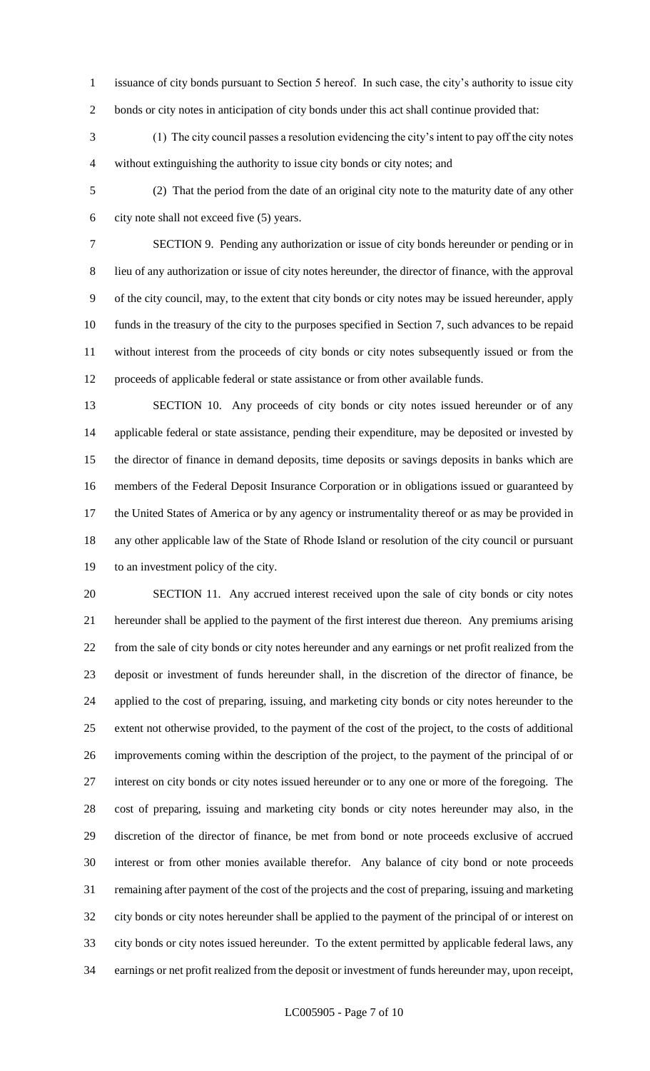issuance of city bonds pursuant to Section 5 hereof. In such case, the city's authority to issue city bonds or city notes in anticipation of city bonds under this act shall continue provided that:

(1) The city council passes a resolution evidencing the city's intent to pay off the city notes without extinguishing the authority to issue city bonds or city notes; and

(2) That the period from the date of an original city note to the maturity date of any other city note shall not exceed five (5) years.

SECTION 9. Pending any authorization or issue of city bonds hereunder or pending or in lieu of any authorization or issue of city notes hereunder, the director of finance, with the approval of the city council, may, to the extent that city bonds or city notes may be issued hereunder, apply funds in the treasury of the city to the purposes specified in Section 7, such advances to be repaid without interest from the proceeds of city bonds or city notes subsequently issued or from the proceeds of applicable federal or state assistance or from other available funds.

SECTION 10. Any proceeds of city bonds or city notes issued hereunder or of any applicable federal or state assistance, pending their expenditure, may be deposited or invested by the director of finance in demand deposits, time deposits or savings deposits in banks which are members of the Federal Deposit Insurance Corporation or in obligations issued or guaranteed by the United States of America or by any agency or instrumentality thereof or as may be provided in any other applicable law of the State of Rhode Island or resolution of the city council or pursuant to an investment policy of the city.

SECTION 11. Any accrued interest received upon the sale of city bonds or city notes hereunder shall be applied to the payment of the first interest due thereon. Any premiums arising from the sale of city bonds or city notes hereunder and any earnings or net profit realized from the deposit or investment of funds hereunder shall, in the discretion of the director of finance, be applied to the cost of preparing, issuing, and marketing city bonds or city notes hereunder to the extent not otherwise provided, to the payment of the cost of the project, to the costs of additional improvements coming within the description of the project, to the payment of the principal of or interest on city bonds or city notes issued hereunder or to any one or more of the foregoing. The cost of preparing, issuing and marketing city bonds or city notes hereunder may also, in the discretion of the director of finance, be met from bond or note proceeds exclusive of accrued interest or from other monies available therefor. Any balance of city bond or note proceeds remaining after payment of the cost of the projects and the cost of preparing, issuing and marketing city bonds or city notes hereunder shall be applied to the payment of the principal of or interest on city bonds or city notes issued hereunder. To the extent permitted by applicable federal laws, any earnings or net profit realized from the deposit or investment of funds hereunder may, upon receipt,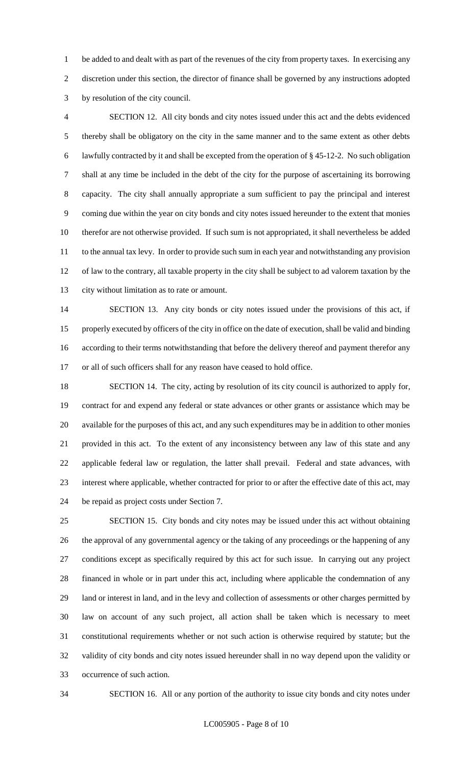be added to and dealt with as part of the revenues of the city from property taxes. In exercising any discretion under this section, the director of finance shall be governed by any instructions adopted by resolution of the city council.

SECTION 12. All city bonds and city notes issued under this act and the debts evidenced thereby shall be obligatory on the city in the same manner and to the same extent as other debts lawfully contracted by it and shall be excepted from the operation of § 45-12-2. No such obligation shall at any time be included in the debt of the city for the purpose of ascertaining its borrowing capacity. The city shall annually appropriate a sum sufficient to pay the principal and interest coming due within the year on city bonds and city notes issued hereunder to the extent that monies therefor are not otherwise provided. If such sum is not appropriated, it shall nevertheless be added to the annual tax levy. In order to provide such sum in each year and notwithstanding any provision of law to the contrary, all taxable property in the city shall be subject to ad valorem taxation by the city without limitation as to rate or amount.

SECTION 13. Any city bonds or city notes issued under the provisions of this act, if properly executed by officers of the city in office on the date of execution, shall be valid and binding according to their terms notwithstanding that before the delivery thereof and payment therefor any or all of such officers shall for any reason have ceased to hold office.

SECTION 14. The city, acting by resolution of its city council is authorized to apply for, contract for and expend any federal or state advances or other grants or assistance which may be available for the purposes of this act, and any such expenditures may be in addition to other monies provided in this act. To the extent of any inconsistency between any law of this state and any applicable federal law or regulation, the latter shall prevail. Federal and state advances, with interest where applicable, whether contracted for prior to or after the effective date of this act, may be repaid as project costs under Section 7.

SECTION 15. City bonds and city notes may be issued under this act without obtaining the approval of any governmental agency or the taking of any proceedings or the happening of any conditions except as specifically required by this act for such issue. In carrying out any project financed in whole or in part under this act, including where applicable the condemnation of any land or interest in land, and in the levy and collection of assessments or other charges permitted by law on account of any such project, all action shall be taken which is necessary to meet constitutional requirements whether or not such action is otherwise required by statute; but the validity of city bonds and city notes issued hereunder shall in no way depend upon the validity or occurrence of such action.

SECTION 16. All or any portion of the authority to issue city bonds and city notes under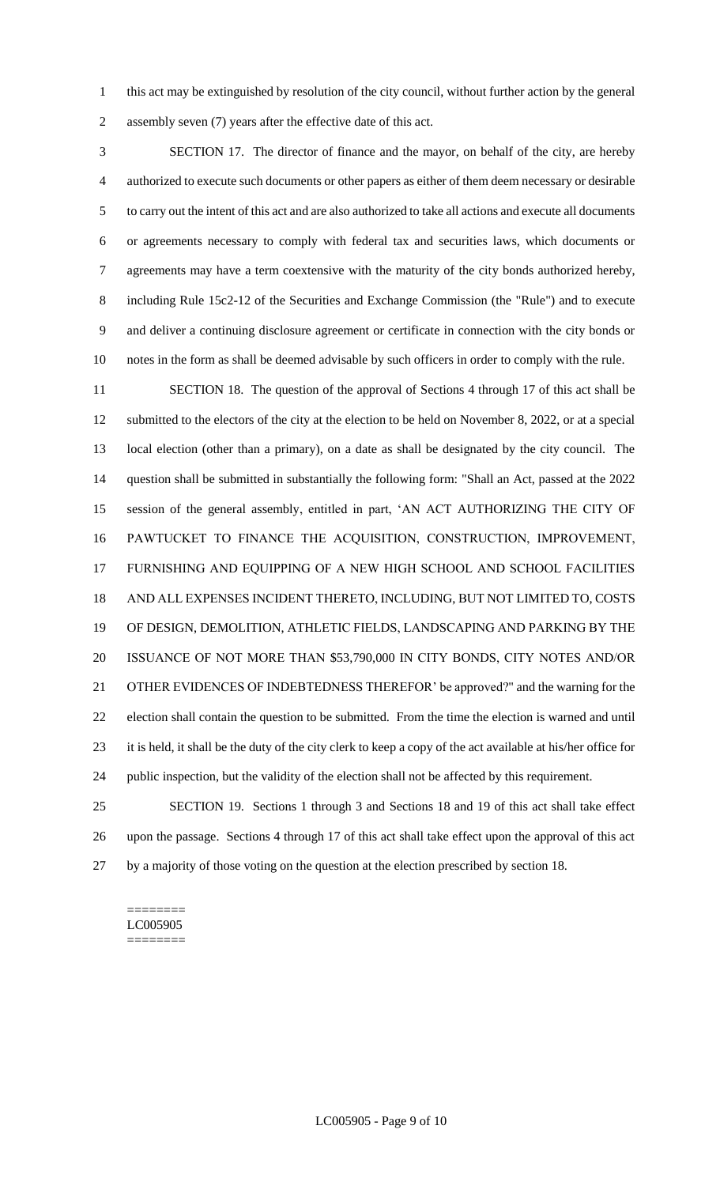this act may be extinguished by resolution of the city council, without further action by the general assembly seven (7) years after the effective date of this act.

SECTION 17. The director of finance and the mayor, on behalf of the city, are hereby authorized to execute such documents or other papers as either of them deem necessary or desirable to carry out the intent of this act and are also authorized to take all actions and execute all documents or agreements necessary to comply with federal tax and securities laws, which documents or agreements may have a term coextensive with the maturity of the city bonds authorized hereby, including Rule 15c2-12 of the Securities and Exchange Commission (the "Rule") and to execute and deliver a continuing disclosure agreement or certificate in connection with the city bonds or notes in the form as shall be deemed advisable by such officers in order to comply with the rule.

SECTION 18. The question of the approval of Sections 4 through 17 of this act shall be submitted to the electors of the city at the election to be held on November 8, 2022, or at a special local election (other than a primary), on a date as shall be designated by the city council. The question shall be submitted in substantially the following form: "Shall an Act, passed at the 2022 session of the general assembly, entitled in part, 'AN ACT AUTHORIZING THE CITY OF PAWTUCKET TO FINANCE THE ACQUISITION, CONSTRUCTION, IMPROVEMENT, FURNISHING AND EQUIPPING OF A NEW HIGH SCHOOL AND SCHOOL FACILITIES AND ALL EXPENSES INCIDENT THERETO, INCLUDING, BUT NOT LIMITED TO, COSTS OF DESIGN, DEMOLITION, ATHLETIC FIELDS, LANDSCAPING AND PARKING BY THE ISSUANCE OF NOT MORE THAN $53,790,000 IN CITY BONDS, CITY NOTES AND/OR OTHER EVIDENCES OF INDEBTEDNESS THEREFOR' be approved?" and the warning for the election shall contain the question to be submitted. From the time the election is warned and until it is held, it shall be the duty of the city clerk to keep a copy of the act available at his/her office for public inspection, but the validity of the election shall not be affected by this requirement.

SECTION 19. Sections 1 through 3 and Sections 18 and 19 of this act shall take effect upon the passage. Sections 4 through 17 of this act shall take effect upon the approval of this act by a majority of those voting on the question at the election prescribed by section 18.

========
LC005905
========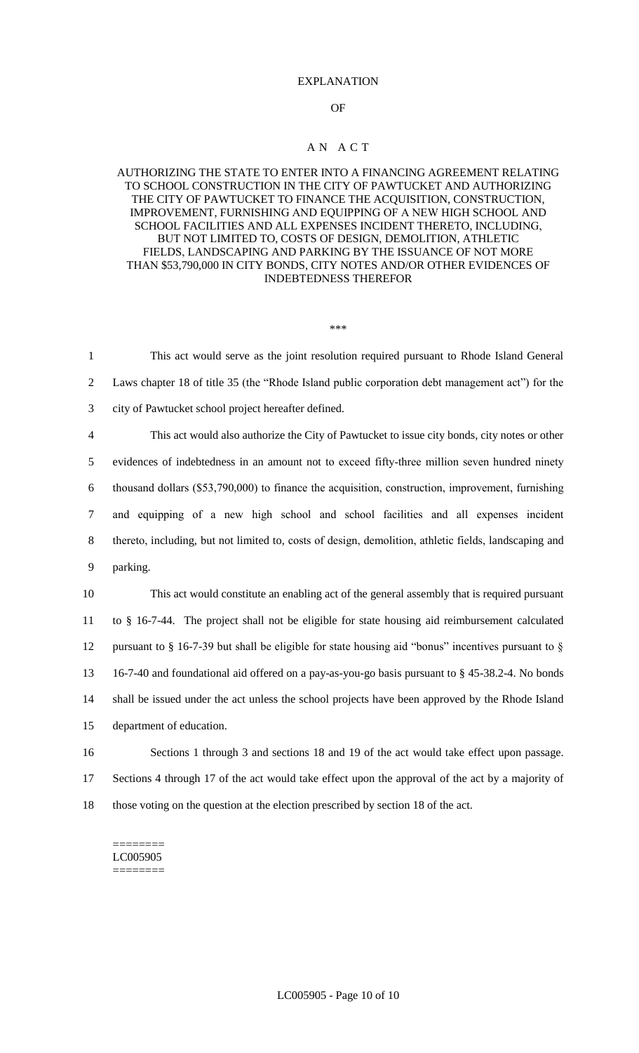# EXPLANATION

# OF

# A N A C T

AUTHORIZING THE STATE TO ENTER INTO A FINANCING AGREEMENT RELATING TO SCHOOL CONSTRUCTION IN THE CITY OF PAWTUCKET AND AUTHORIZING THE CITY OF PAWTUCKET TO FINANCE THE ACQUISITION, CONSTRUCTION, IMPROVEMENT, FURNISHING AND EQUIPPING OF A NEW HIGH SCHOOL AND SCHOOL FACILITIES AND ALL EXPENSES INCIDENT THERETO, INCLUDING, BUT NOT LIMITED TO, COSTS OF DESIGN, DEMOLITION, ATHLETIC FIELDS, LANDSCAPING AND PARKING BY THE ISSUANCE OF NOT MORE THAN $53,790,000 IN CITY BONDS, CITY NOTES AND/OR OTHER EVIDENCES OF INDEBTEDNESS THEREFOR

\*\*\*

1 This act would serve as the joint resolution required pursuant to Rhode Island General
2 Laws chapter 18 of title 35 (the "Rhode Island public corporation debt management act") for the
3 city of Pawtucket school project hereafter defined.

4 This act would also authorize the City of Pawtucket to issue city bonds, city notes or other
5 evidences of indebtedness in an amount not to exceed fifty-three million seven hundred ninety
6 thousand dollars ($53,790,000) to finance the acquisition, construction, improvement, furnishing
7 and equipping of a new high school and school facilities and all expenses incident
8 thereto, including, but not limited to, costs of design, demolition, athletic fields, landscaping and
9 parking.

10 This act would constitute an enabling act of the general assembly that is required pursuant
11 to § 16-7-44. The project shall not be eligible for state housing aid reimbursement calculated
12 pursuant to § 16-7-39 but shall be eligible for state housing aid "bonus" incentives pursuant to §
13 16-7-40 and foundational aid offered on a pay-as-you-go basis pursuant to § 45-38.2-4. No bonds
14 shall be issued under the act unless the school projects have been approved by the Rhode Island
15 department of education.

16 Sections 1 through 3 and sections 18 and 19 of the act would take effect upon passage.
17 Sections 4 through 17 of the act would take effect upon the approval of the act by a majority of
18 those voting on the question at the election prescribed by section 18 of the act.

========
LC005905
========